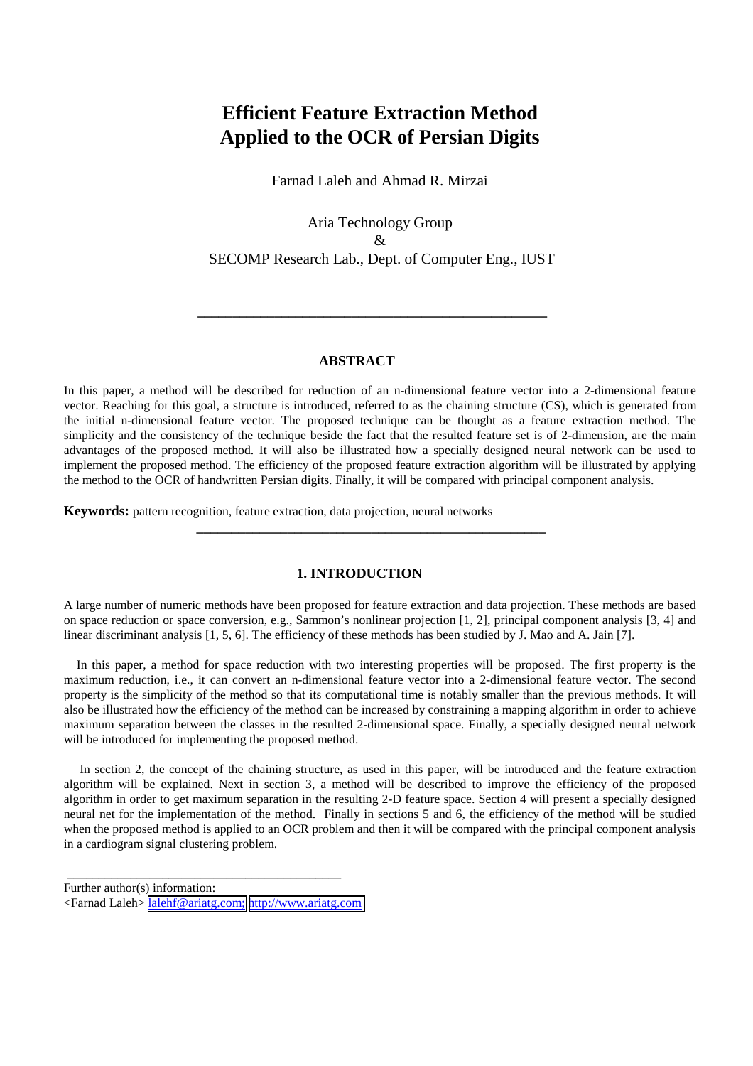# Efficient Feature Extraction Method Applied to the OCR of Persian Digits

Farnad Laleh and Ahmad R. Mirzai

Aria Technology Group
&
SECOMP Research Lab., Dept. of Computer Eng., IUST

---

## ABSTRACT

In this paper, a method will be described for reduction of an n-dimensional feature vector into a 2-dimensional feature vector. Reaching for this goal, a structure is introduced, referred to as the chaining structure (CS), which is generated from the initial n-dimensional feature vector. The proposed technique can be thought as a feature extraction method. The simplicity and the consistency of the technique beside the fact that the resulted feature set is of 2-dimension, are the main advantages of the proposed method. It will also be illustrated how a specially designed neural network can be used to implement the proposed method. The efficiency of the proposed feature extraction algorithm will be illustrated by applying the method to the OCR of handwritten Persian digits. Finally, it will be compared with principal component analysis.

**Keywords:** pattern recognition, feature extraction, data projection, neural networks

---

## 1. INTRODUCTION

A large number of numeric methods have been proposed for feature extraction and data projection. These methods are based on space reduction or space conversion, e.g., Sammon's nonlinear projection [1, 2], principal component analysis [3, 4] and linear discriminant analysis [1, 5, 6]. The efficiency of these methods has been studied by J. Mao and A. Jain [7].

In this paper, a method for space reduction with two interesting properties will be proposed. The first property is the maximum reduction, i.e., it can convert an n-dimensional feature vector into a 2-dimensional feature vector. The second property is the simplicity of the method so that its computational time is notably smaller than the previous methods. It will also be illustrated how the efficiency of the method can be increased by constraining a mapping algorithm in order to achieve maximum separation between the classes in the resulted 2-dimensional space. Finally, a specially designed neural network will be introduced for implementing the proposed method.

In section 2, the concept of the chaining structure, as used in this paper, will be introduced and the feature extraction algorithm will be explained. Next in section 3, a method will be described to improve the efficiency of the proposed algorithm in order to get maximum separation in the resulting 2-D feature space. Section 4 will present a specially designed neural net for the implementation of the method. Finally in sections 5 and 6, the efficiency of the method will be studied when the proposed method is applied to an OCR problem and then it will be compared with the principal component analysis in a cardiogram signal clustering problem.

---

Further author(s) information:
<Farnad Laleh> lalehf@ariatg.com; http://www.ariatg.com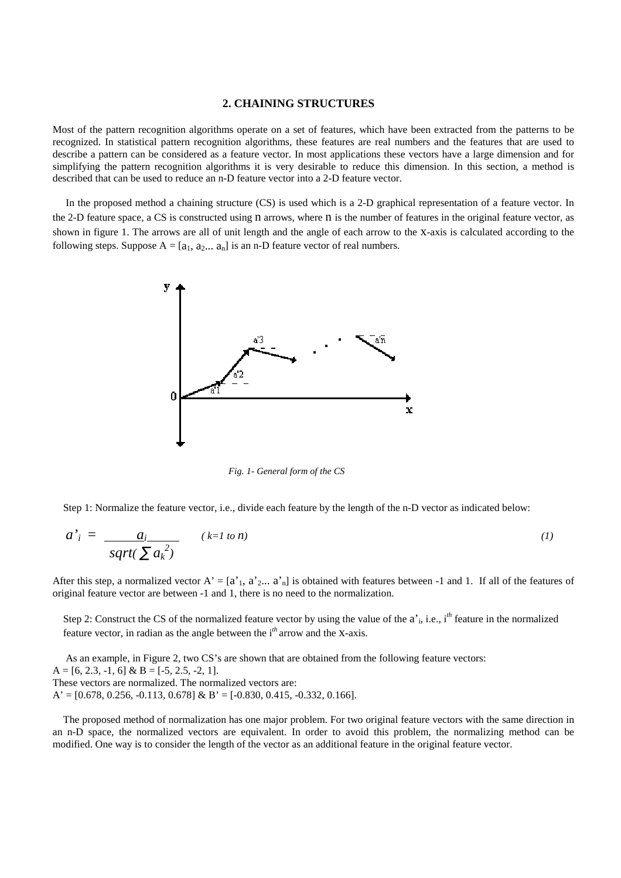## 2. CHAINING STRUCTURES

Most of the pattern recognition algorithms operate on a set of features, which have been extracted from the patterns to be recognized. In statistical pattern recognition algorithms, these features are real numbers and the features that are used to describe a pattern can be considered as a feature vector. In most applications these vectors have a large dimension and for simplifying the pattern recognition algorithms it is very desirable to reduce this dimension. In this section, a method is described that can be used to reduce an n-D feature vector into a 2-D feature vector.

In the proposed method a chaining structure (CS) is used which is a 2-D graphical representation of a feature vector. In the 2-D feature space, a CS is constructed using n arrows, where n is the number of features in the original feature vector, as shown in figure 1. The arrows are all of unit length and the angle of each arrow to the x-axis is calculated according to the following steps. Suppose $A = [a_1, a_2 ... a_n]$ is an n-D feature vector of real numbers.

*Fig. 1- General form of the CS*

Step 1: Normalize the feature vector, i.e., divide each feature by the length of the n-D vector as indicated below:

$$a'_i = \frac{a_i}{sqrt(\sum a_k^2)} \quad (k=1 \text{ to } n) \tag{1}$$

After this step, a normalized vector $A' = [a'_1, a'_2 ... a'_n]$ is obtained with features between -1 and 1. If all of the features of original feature vector are between -1 and 1, there is no need to the normalization.

Step 2: Construct the CS of the normalized feature vector by using the value of the $a'_i$, i.e., $i^{th}$ feature in the normalized feature vector, in radian as the angle between the $i^{th}$ arrow and the x-axis.

As an example, in Figure 2, two CS's are shown that are obtained from the following feature vectors:
A = [6, 2.3, -1, 6] & B = [-5, 2.5, -2, 1].
These vectors are normalized. The normalized vectors are:
A' = [0.678, 0.256, -0.113, 0.678] & B' = [-0.830, 0.415, -0.332, 0.166].

The proposed method of normalization has one major problem. For two original feature vectors with the same direction in an n-D space, the normalized vectors are equivalent. In order to avoid this problem, the normalizing method can be modified. One way is to consider the length of the vector as an additional feature in the original feature vector.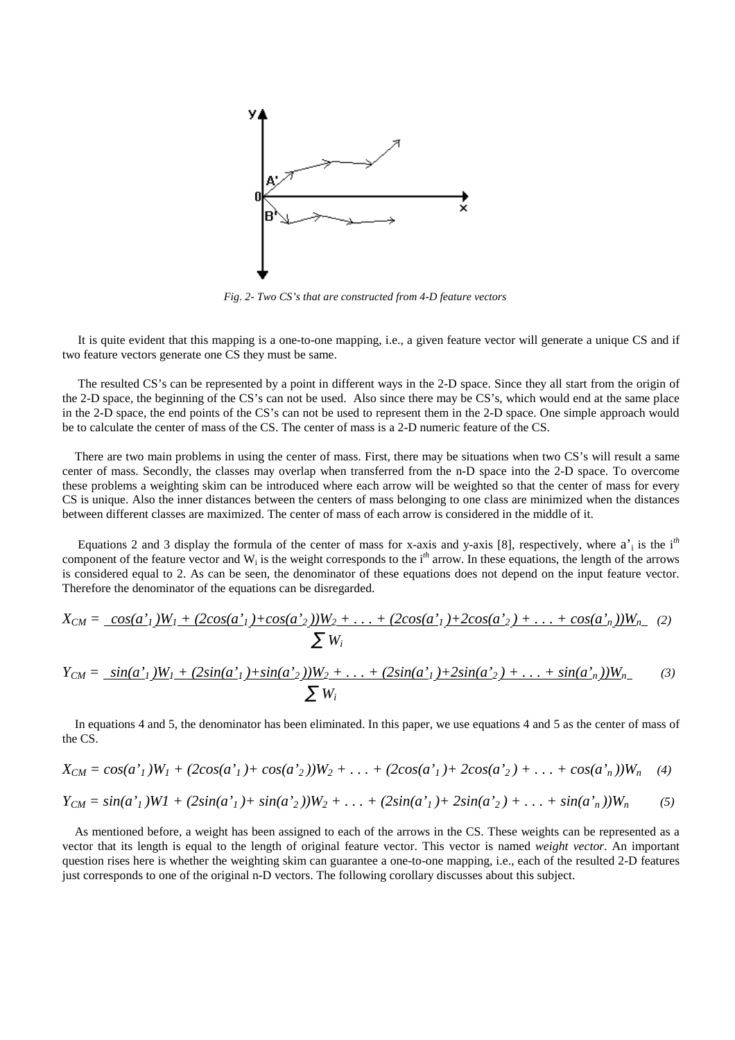*Fig. 2- Two CS's that are constructed from 4-D feature vectors*

It is quite evident that this mapping is a one-to-one mapping, i.e., a given feature vector will generate a unique CS and if two feature vectors generate one CS they must be same.

The resulted CS's can be represented by a point in different ways in the 2-D space. Since they all start from the origin of the 2-D space, the beginning of the CS's can not be used. Also since there may be CS's, which would end at the same place in the 2-D space, the end points of the CS's can not be used to represent them in the 2-D space. One simple approach would be to calculate the center of mass of the CS. The center of mass is a 2-D numeric feature of the CS.

There are two main problems in using the center of mass. First, there may be situations when two CS's will result a same center of mass. Secondly, the classes may overlap when transferred from the n-D space into the 2-D space. To overcome these problems a weighting skim can be introduced where each arrow will be weighted so that the center of mass for every CS is unique. Also the inner distances between the centers of mass belonging to one class are minimized when the distances between different classes are maximized. The center of mass of each arrow is considered in the middle of it.

Equations 2 and 3 display the formula of the center of mass for x-axis and y-axis [8], respectively, where $a'_i$ is the $i^{th}$ component of the feature vector and $W_i$ is the weight corresponds to the $i^{th}$ arrow. In these equations, the length of the arrows is considered equal to 2. As can be seen, the denominator of these equations does not depend on the input feature vector. Therefore the denominator of the equations can be disregarded.

$$X_{CM} = \frac{\cos(a'_1)W_1 + (2\cos(a'_1)+\cos(a'_2))W_2 + \ldots + (2\cos(a'_1)+2\cos(a'_2) + \ldots + \cos(a'_n))W_n}{\sum W_i} \quad (2)$$

$$Y_{CM} = \frac{\sin(a'_1)W_1 + (2\sin(a'_1)+\sin(a'_2))W_2 + \ldots + (2\sin(a'_1)+2\sin(a'_2) + \ldots + \sin(a'_n))W_n}{\sum W_i} \quad (3)$$

In equations 4 and 5, the denominator has been eliminated. In this paper, we use equations 4 and 5 as the center of mass of the CS.

$$X_{CM} = \cos(a'_1)W_1 + (2\cos(a'_1)+ \cos(a'_2))W_2 + \ldots + (2\cos(a'_1)+ 2\cos(a'_2) + \ldots + \cos(a'_n))W_n \quad (4)$$

$$Y_{CM} = \sin(a'_1)W1 + (2\sin(a'_1)+ \sin(a'_2))W_2 + \ldots + (2\sin(a'_1)+ 2\sin(a'_2) + \ldots + \sin(a'_n))W_n \quad (5)$$

As mentioned before, a weight has been assigned to each of the arrows in the CS. These weights can be represented as a vector that its length is equal to the length of original feature vector. This vector is named *weight vector*. An important question rises here is whether the weighting skim can guarantee a one-to-one mapping, i.e., each of the resulted 2-D features just corresponds to one of the original n-D vectors. The following corollary discusses about this subject.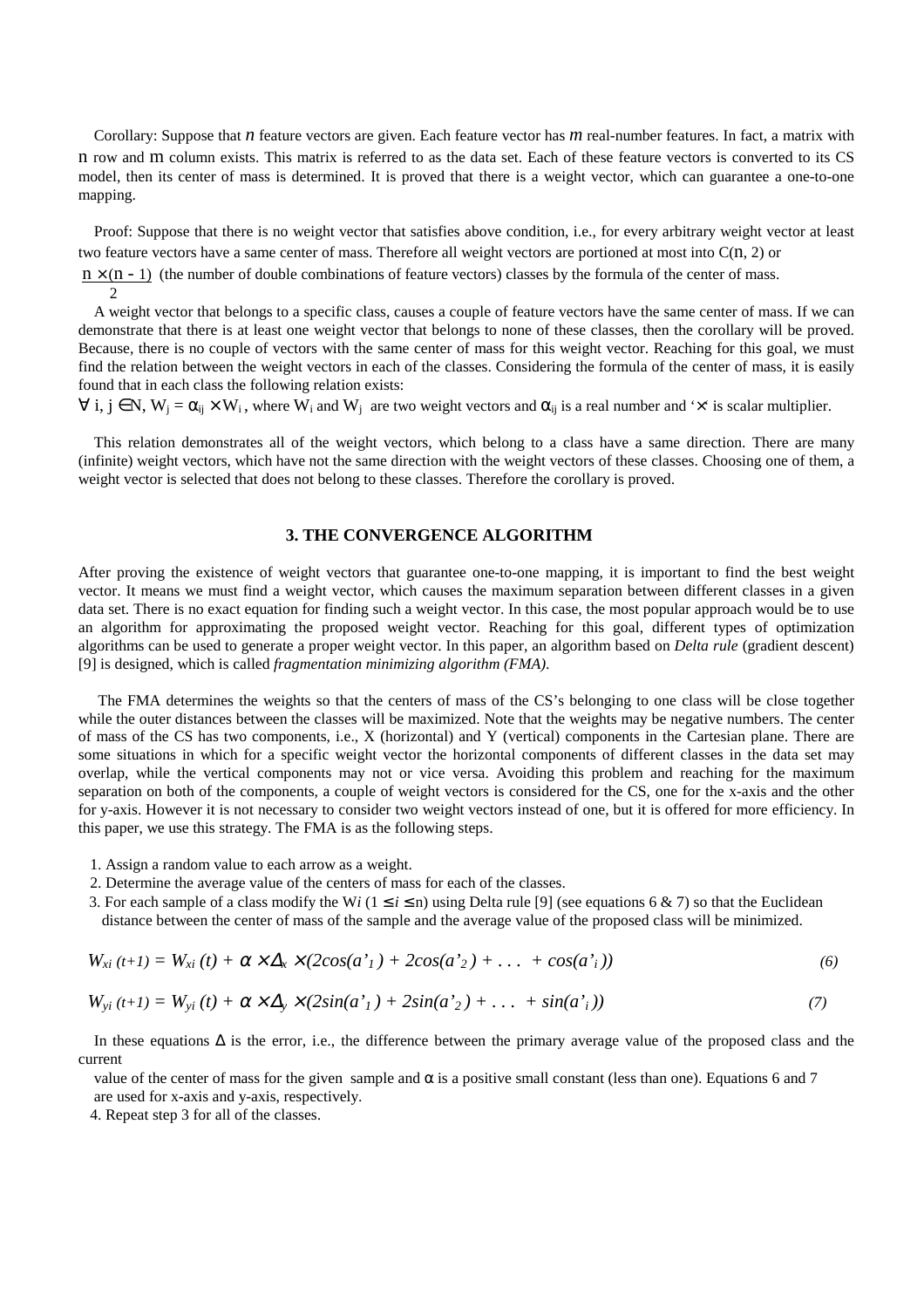Corollary: Suppose that $n$ feature vectors are given. Each feature vector has $m$ real-number features. In fact, a matrix with n row and m column exists. This matrix is referred to as the data set. Each of these feature vectors is converted to its CS model, then its center of mass is determined. It is proved that there is a weight vector, which can guarantee a one-to-one mapping.

Proof: Suppose that there is no weight vector that satisfies above condition, i.e., for every arbitrary weight vector at least two feature vectors have a same center of mass. Therefore all weight vectors are portioned at most into C(n, 2) or $\frac{n \times (n-1)}{2}$ (the number of double combinations of feature vectors) classes by the formula of the center of mass.

A weight vector that belongs to a specific class, causes a couple of feature vectors have the same center of mass. If we can demonstrate that there is at least one weight vector that belongs to none of these classes, then the corollary will be proved. Because, there is no couple of vectors with the same center of mass for this weight vector. Reaching for this goal, we must find the relation between the weight vectors in each of the classes. Considering the formula of the center of mass, it is easily found that in each class the following relation exists:

$\forall$ i, j $\in$N, $W_j = \alpha_{ij} \times W_i$, where $W_i$ and $W_j$ are two weight vectors and $\alpha_{ij}$ is a real number and '$\times$' is scalar multiplier.

This relation demonstrates all of the weight vectors, which belong to a class have a same direction. There are many (infinite) weight vectors, which have not the same direction with the weight vectors of these classes. Choosing one of them, a weight vector is selected that does not belong to these classes. Therefore the corollary is proved.

### 3. THE CONVERGENCE ALGORITHM

After proving the existence of weight vectors that guarantee one-to-one mapping, it is important to find the best weight vector. It means we must find a weight vector, which causes the maximum separation between different classes in a given data set. There is no exact equation for finding such a weight vector. In this case, the most popular approach would be to use an algorithm for approximating the proposed weight vector. Reaching for this goal, different types of optimization algorithms can be used to generate a proper weight vector. In this paper, an algorithm based on *Delta rule* (gradient descent) [9] is designed, which is called *fragmentation minimizing algorithm (FMA).*

The FMA determines the weights so that the centers of mass of the CS's belonging to one class will be close together while the outer distances between the classes will be maximized. Note that the weights may be negative numbers. The center of mass of the CS has two components, i.e., X (horizontal) and Y (vertical) components in the Cartesian plane. There are some situations in which for a specific weight vector the horizontal components of different classes in the data set may overlap, while the vertical components may not or vice versa. Avoiding this problem and reaching for the maximum separation on both of the components, a couple of weight vectors is considered for the CS, one for the x-axis and the other for y-axis. However it is not necessary to consider two weight vectors instead of one, but it is offered for more efficiency. In this paper, we use this strategy. The FMA is as the following steps.

1. Assign a random value to each arrow as a weight.
2. Determine the average value of the centers of mass for each of the classes.
3. For each sample of a class modify the $W_i$ ($1 \leq i \leq$ n) using Delta rule [9] (see equations 6 & 7) so that the Euclidean distance between the center of mass of the sample and the average value of the proposed class will be minimized.

$$W_{xi}(t+1) = W_{xi}(t) + \alpha \times \Delta_x \times (2\cos(a'_1) + 2\cos(a'_2) + \ldots + \cos(a'_i)) \tag{6}$$

$$W_{yi}(t+1) = W_{yi}(t) + \alpha \times \Delta_y \times (2\sin(a'_1) + 2\sin(a'_2) + \ldots + \sin(a'_i)) \tag{7}$$

In these equations $\Delta$ is the error, i.e., the difference between the primary average value of the proposed class and the current value of the center of mass for the given sample and $\alpha$ is a positive small constant (less than one). Equations 6 and 7 are used for x-axis and y-axis, respectively.

4. Repeat step 3 for all of the classes.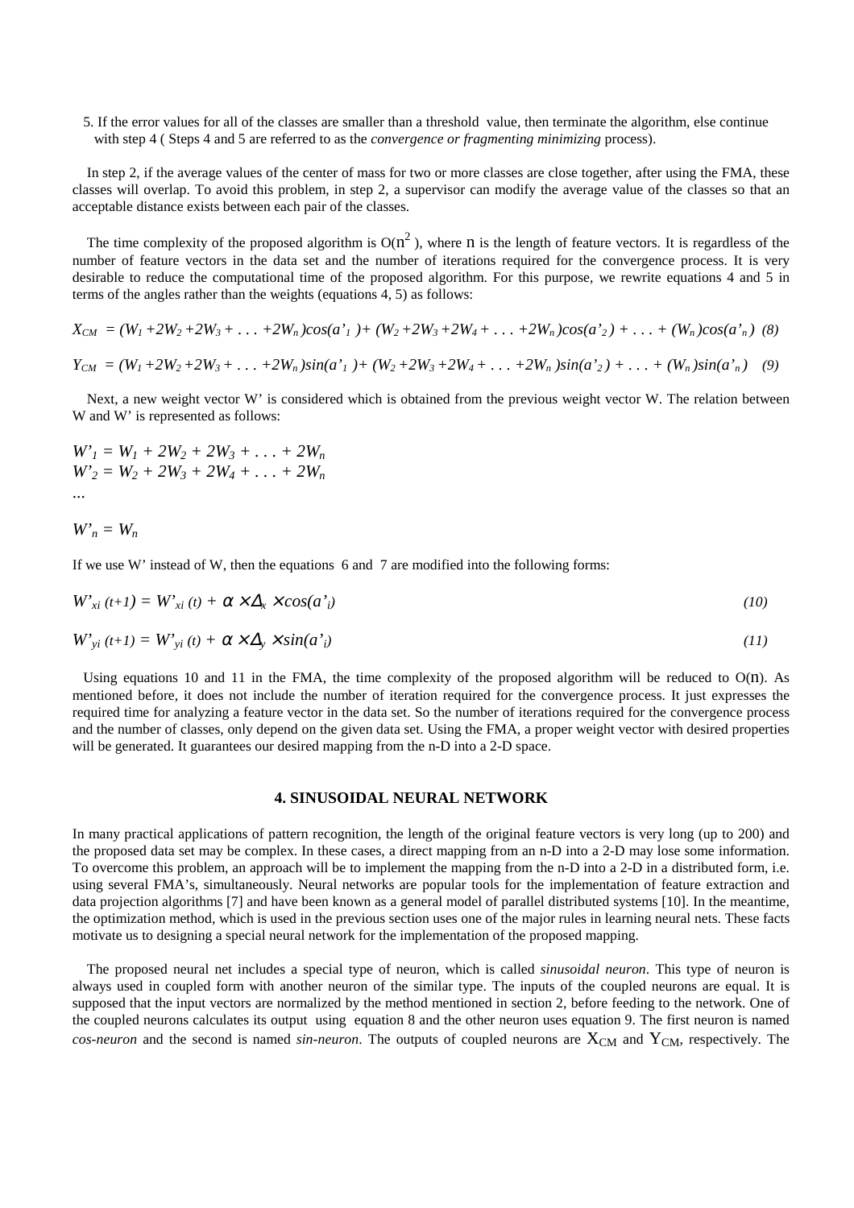5. If the error values for all of the classes are smaller than a threshold value, then terminate the algorithm, else continue with step 4 ( Steps 4 and 5 are referred to as the *convergence or fragmenting minimizing* process).

In step 2, if the average values of the center of mass for two or more classes are close together, after using the FMA, these classes will overlap. To avoid this problem, in step 2, a supervisor can modify the average value of the classes so that an acceptable distance exists between each pair of the classes.

The time complexity of the proposed algorithm is $O(n^2)$, where n is the length of feature vectors. It is regardless of the number of feature vectors in the data set and the number of iterations required for the convergence process. It is very desirable to reduce the computational time of the proposed algorithm. For this purpose, we rewrite equations 4 and 5 in terms of the angles rather than the weights (equations 4, 5) as follows:

$$X_{CM} = (W_1 + 2W_2 + 2W_3 + \ldots + 2W_n)\cos(a'_1) + (W_2 + 2W_3 + 2W_4 + \ldots + 2W_n)\cos(a'_2) + \ldots + (W_n)\cos(a'_n) \quad (8)$$

$$Y_{CM} = (W_1 + 2W_2 + 2W_3 + \ldots + 2W_n)\sin(a'_1) + (W_2 + 2W_3 + 2W_4 + \ldots + 2W_n)\sin(a'_2) + \ldots + (W_n)\sin(a'_n) \quad (9)$$

Next, a new weight vector W' is considered which is obtained from the previous weight vector W. The relation between W and W' is represented as follows:

$$W'_1 = W_1 + 2W_2 + 2W_3 + \ldots + 2W_n$$
$$W'_2 = W_2 + 2W_3 + 2W_4 + \ldots + 2W_n$$
$$\ldots$$
$$W'_n = W_n$$

If we use W' instead of W, then the equations 6 and 7 are modified into the following forms:

$$W'_{xi}(t+1) = W'_{xi}(t) + \alpha \times \Delta_x \times \cos(a'_i) \quad (10)$$

$$W'_{yi}(t+1) = W'_{yi}(t) + \alpha \times \Delta_y \times \sin(a'_i) \quad (11)$$

Using equations 10 and 11 in the FMA, the time complexity of the proposed algorithm will be reduced to $O(n)$. As mentioned before, it does not include the number of iteration required for the convergence process. It just expresses the required time for analyzing a feature vector in the data set. So the number of iterations required for the convergence process and the number of classes, only depend on the given data set. Using the FMA, a proper weight vector with desired properties will be generated. It guarantees our desired mapping from the n-D into a 2-D space.

## 4. SINUSOIDAL NEURAL NETWORK

In many practical applications of pattern recognition, the length of the original feature vectors is very long (up to 200) and the proposed data set may be complex. In these cases, a direct mapping from an n-D into a 2-D may lose some information. To overcome this problem, an approach will be to implement the mapping from the n-D into a 2-D in a distributed form, i.e. using several FMA's, simultaneously. Neural networks are popular tools for the implementation of feature extraction and data projection algorithms [7] and have been known as a general model of parallel distributed systems [10]. In the meantime, the optimization method, which is used in the previous section uses one of the major rules in learning neural nets. These facts motivate us to designing a special neural network for the implementation of the proposed mapping.

The proposed neural net includes a special type of neuron, which is called *sinusoidal neuron*. This type of neuron is always used in coupled form with another neuron of the similar type. The inputs of the coupled neurons are equal. It is supposed that the input vectors are normalized by the method mentioned in section 2, before feeding to the network. One of the coupled neurons calculates its output using equation 8 and the other neuron uses equation 9. The first neuron is named *cos-neuron* and the second is named *sin-neuron*. The outputs of coupled neurons are $X_{CM}$ and $Y_{CM}$, respectively. The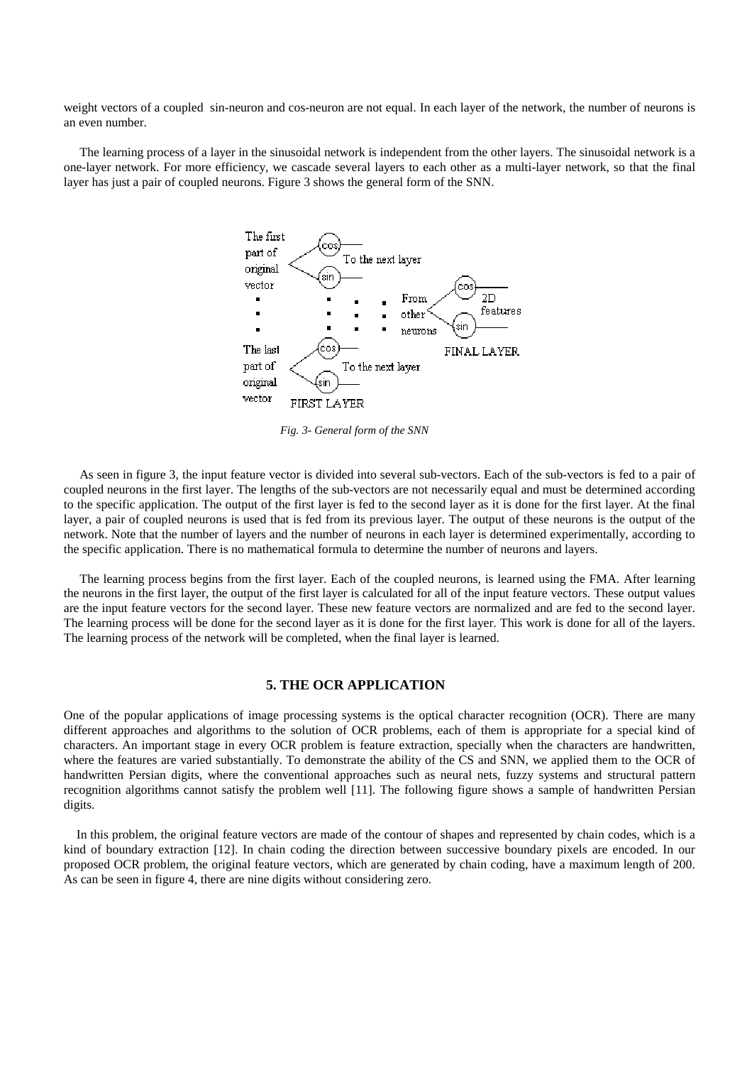weight vectors of a coupled sin-neuron and cos-neuron are not equal. In each layer of the network, the number of neurons is an even number.

The learning process of a layer in the sinusoidal network is independent from the other layers. The sinusoidal network is a one-layer network. For more efficiency, we cascade several layers to each other as a multi-layer network, so that the final layer has just a pair of coupled neurons. Figure 3 shows the general form of the SNN.

The first part of original vector
cos
sin
To the next layer
From other neurons
cos
sin
2D features
The last part of original vector
cos
sin
To the next layer
FIRST LAYER
FINAL LAYER

*Fig. 3- General form of the SNN*

As seen in figure 3, the input feature vector is divided into several sub-vectors. Each of the sub-vectors is fed to a pair of coupled neurons in the first layer. The lengths of the sub-vectors are not necessarily equal and must be determined according to the specific application. The output of the first layer is fed to the second layer as it is done for the first layer. At the final layer, a pair of coupled neurons is used that is fed from its previous layer. The output of these neurons is the output of the network. Note that the number of layers and the number of neurons in each layer is determined experimentally, according to the specific application. There is no mathematical formula to determine the number of neurons and layers.

The learning process begins from the first layer. Each of the coupled neurons, is learned using the FMA. After learning the neurons in the first layer, the output of the first layer is calculated for all of the input feature vectors. These output values are the input feature vectors for the second layer. These new feature vectors are normalized and are fed to the second layer. The learning process will be done for the second layer as it is done for the first layer. This work is done for all of the layers. The learning process of the network will be completed, when the final layer is learned.

## 5. THE OCR APPLICATION

One of the popular applications of image processing systems is the optical character recognition (OCR). There are many different approaches and algorithms to the solution of OCR problems, each of them is appropriate for a special kind of characters. An important stage in every OCR problem is feature extraction, specially when the characters are handwritten, where the features are varied substantially. To demonstrate the ability of the CS and SNN, we applied them to the OCR of handwritten Persian digits, where the conventional approaches such as neural nets, fuzzy systems and structural pattern recognition algorithms cannot satisfy the problem well [11]. The following figure shows a sample of handwritten Persian digits.

In this problem, the original feature vectors are made of the contour of shapes and represented by chain codes, which is a kind of boundary extraction [12]. In chain coding the direction between successive boundary pixels are encoded. In our proposed OCR problem, the original feature vectors, which are generated by chain coding, have a maximum length of 200. As can be seen in figure 4, there are nine digits without considering zero.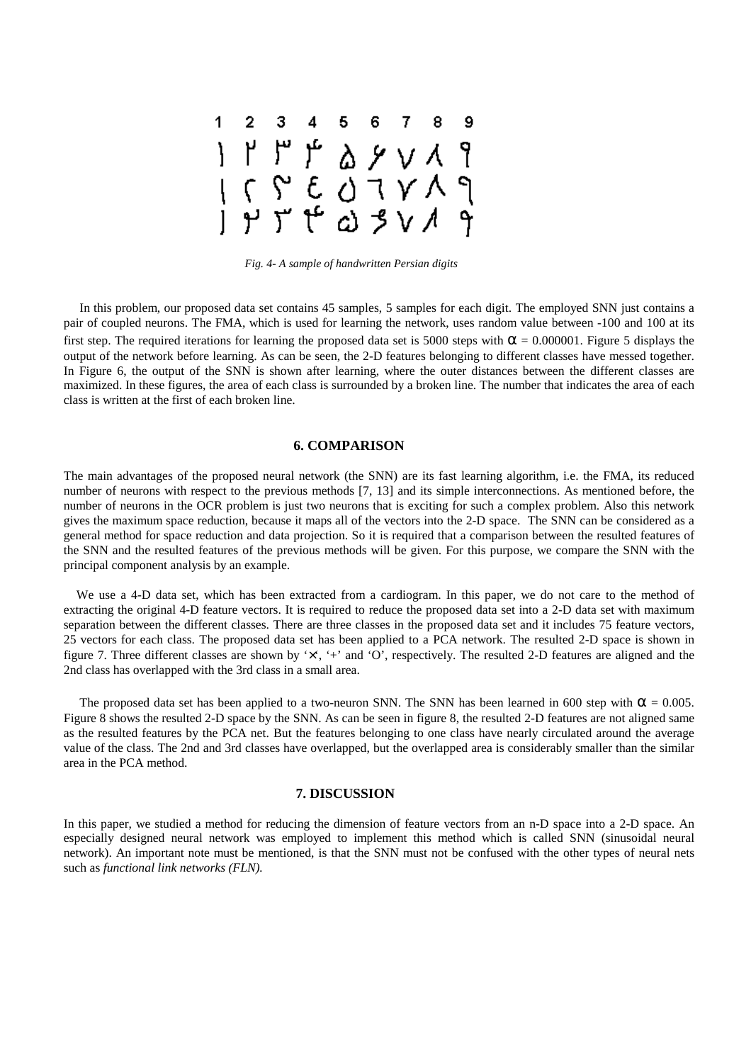*Fig. 4- A sample of handwritten Persian digits*

In this problem, our proposed data set contains 45 samples, 5 samples for each digit. The employed SNN just contains a pair of coupled neurons. The FMA, which is used for learning the network, uses random value between -100 and 100 at its first step. The required iterations for learning the proposed data set is 5000 steps with $\alpha$ = 0.000001. Figure 5 displays the output of the network before learning. As can be seen, the 2-D features belonging to different classes have messed together. In Figure 6, the output of the SNN is shown after learning, where the outer distances between the different classes are maximized. In these figures, the area of each class is surrounded by a broken line. The number that indicates the area of each class is written at the first of each broken line.

## 6. COMPARISON

The main advantages of the proposed neural network (the SNN) are its fast learning algorithm, i.e. the FMA, its reduced number of neurons with respect to the previous methods [7, 13] and its simple interconnections. As mentioned before, the number of neurons in the OCR problem is just two neurons that is exciting for such a complex problem. Also this network gives the maximum space reduction, because it maps all of the vectors into the 2-D space. The SNN can be considered as a general method for space reduction and data projection. So it is required that a comparison between the resulted features of the SNN and the resulted features of the previous methods will be given. For this purpose, we compare the SNN with the principal component analysis by an example.

We use a 4-D data set, which has been extracted from a cardiogram. In this paper, we do not care to the method of extracting the original 4-D feature vectors. It is required to reduce the proposed data set into a 2-D data set with maximum separation between the different classes. There are three classes in the proposed data set and it includes 75 feature vectors, 25 vectors for each class. The proposed data set has been applied to a PCA network. The resulted 2-D space is shown in figure 7. Three different classes are shown by '×', '+' and 'O', respectively. The resulted 2-D features are aligned and the 2nd class has overlapped with the 3rd class in a small area.

The proposed data set has been applied to a two-neuron SNN. The SNN has been learned in 600 step with $\alpha$ = 0.005. Figure 8 shows the resulted 2-D space by the SNN. As can be seen in figure 8, the resulted 2-D features are not aligned same as the resulted features by the PCA net. But the features belonging to one class have nearly circulated around the average value of the class. The 2nd and 3rd classes have overlapped, but the overlapped area is considerably smaller than the similar area in the PCA method.

## 7. DISCUSSION

In this paper, we studied a method for reducing the dimension of feature vectors from an n-D space into a 2-D space. An especially designed neural network was employed to implement this method which is called SNN (sinusoidal neural network). An important note must be mentioned, is that the SNN must not be confused with the other types of neural nets such as *functional link networks (FLN).*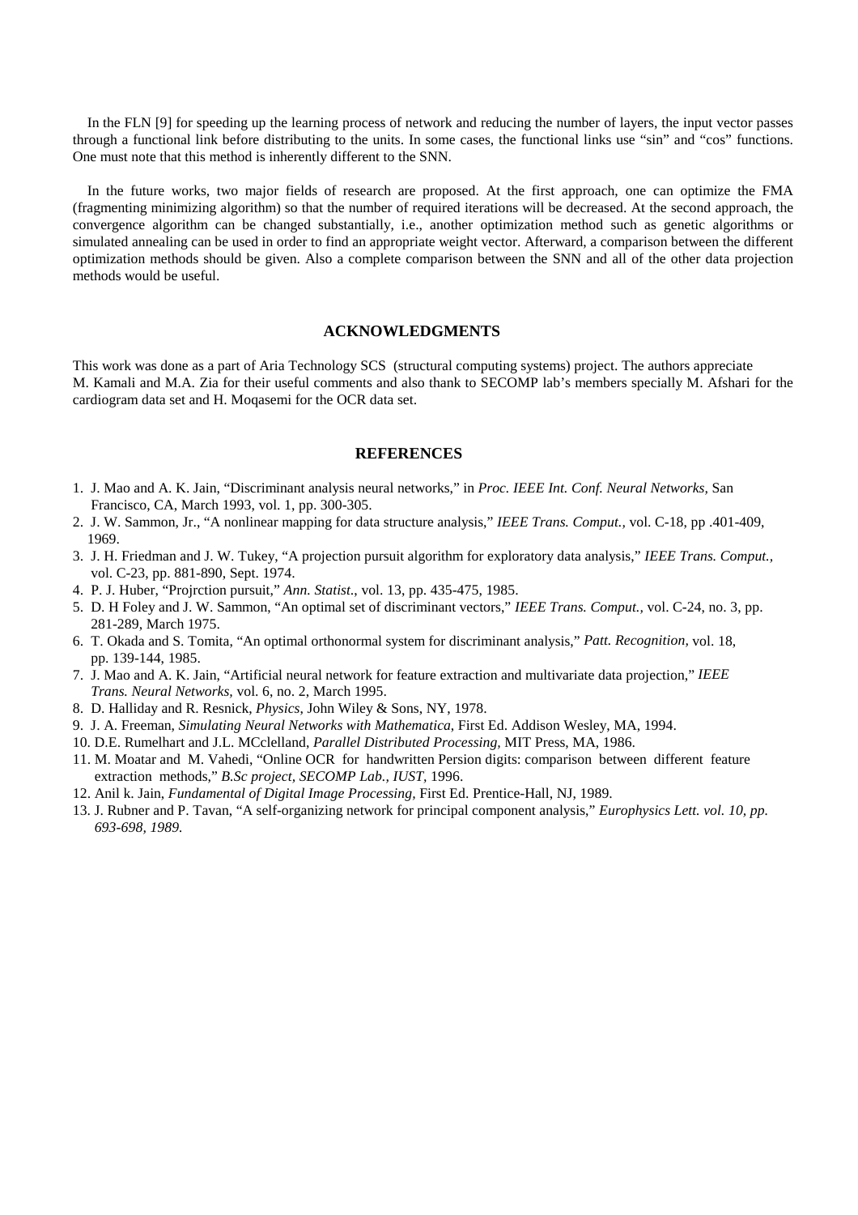In the FLN [9] for speeding up the learning process of network and reducing the number of layers, the input vector passes through a functional link before distributing to the units. In some cases, the functional links use "sin" and "cos" functions. One must note that this method is inherently different to the SNN.

In the future works, two major fields of research are proposed. At the first approach, one can optimize the FMA (fragmenting minimizing algorithm) so that the number of required iterations will be decreased. At the second approach, the convergence algorithm can be changed substantially, i.e., another optimization method such as genetic algorithms or simulated annealing can be used in order to find an appropriate weight vector. Afterward, a comparison between the different optimization methods should be given. Also a complete comparison between the SNN and all of the other data projection methods would be useful.

## ACKNOWLEDGMENTS

This work was done as a part of Aria Technology SCS (structural computing systems) project. The authors appreciate M. Kamali and M.A. Zia for their useful comments and also thank to SECOMP lab's members specially M. Afshari for the cardiogram data set and H. Moqasemi for the OCR data set.

## REFERENCES

1. J. Mao and A. K. Jain, "Discriminant analysis neural networks," in *Proc. IEEE Int. Conf. Neural Networks,* San Francisco, CA, March 1993, vol. 1, pp. 300-305.
2. J. W. Sammon, Jr., "A nonlinear mapping for data structure analysis," *IEEE Trans. Comput.,* vol. C-18, pp .401-409, 1969.
3. J. H. Friedman and J. W. Tukey, "A projection pursuit algorithm for exploratory data analysis," *IEEE Trans. Comput.,* vol. C-23, pp. 881-890, Sept. 1974.
4. P. J. Huber, "Projrction pursuit," *Ann. Statist*., vol. 13, pp. 435-475, 1985.
5. D. H Foley and J. W. Sammon, "An optimal set of discriminant vectors," *IEEE Trans. Comput.,* vol. C-24, no. 3, pp. 281-289, March 1975.
6. T. Okada and S. Tomita, "An optimal orthonormal system for discriminant analysis," *Patt. Recognition,* vol. 18, pp. 139-144, 1985.
7. J. Mao and A. K. Jain, "Artificial neural network for feature extraction and multivariate data projection," *IEEE Trans. Neural Networks,* vol. 6, no. 2, March 1995.
8. D. Halliday and R. Resnick, *Physics*, John Wiley & Sons, NY, 1978.
9. J. A. Freeman, *Simulating Neural Networks with Mathematica*, First Ed. Addison Wesley, MA, 1994.
10. D.E. Rumelhart and J.L. MCclelland, *Parallel Distributed Processing,* MIT Press, MA, 1986.
11. M. Moatar and M. Vahedi, "Online OCR for handwritten Persion digits: comparison between different feature extraction methods," *B.Sc project, SECOMP Lab., IUST,* 1996.
12. Anil k. Jain, *Fundamental of Digital Image Processing,* First Ed. Prentice-Hall, NJ, 1989.
13. J. Rubner and P. Tavan, "A self-organizing network for principal component analysis," *Europhysics Lett. vol. 10, pp. 693-698, 1989.*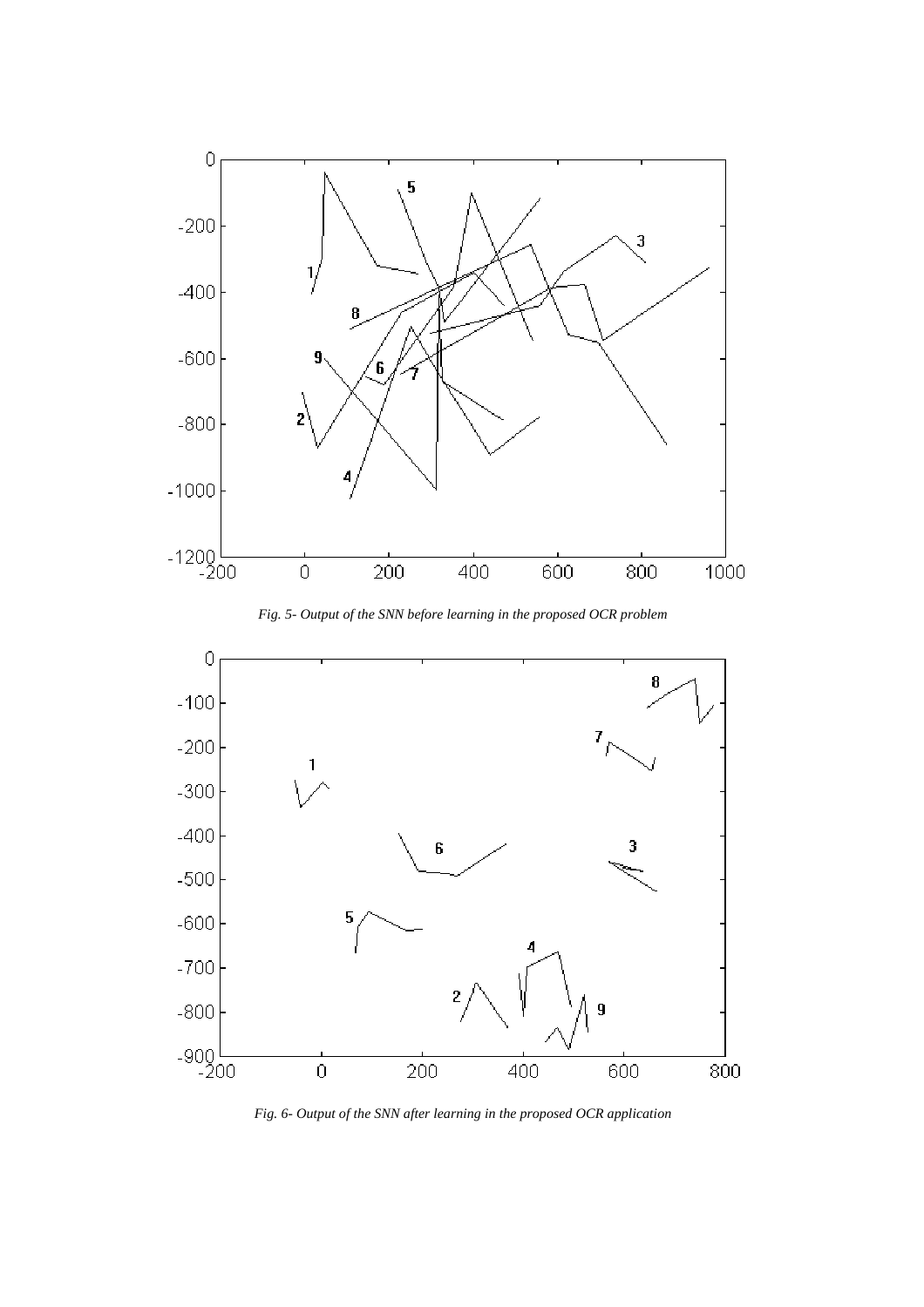*Fig. 5- Output of the SNN before learning in the proposed OCR problem*

*Fig. 6- Output of the SNN after learning in the proposed OCR application*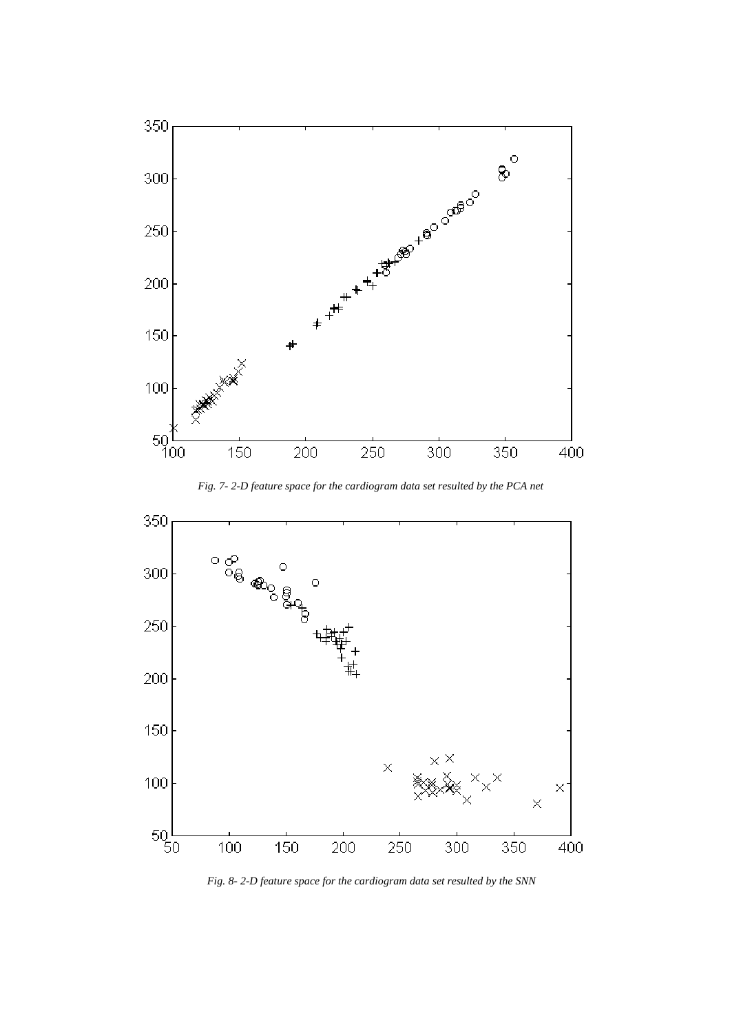350
300
250
200
150
100
50
100 150 200 250 300 350 400

*Fig. 7- 2-D feature space for the cardiogram data set resulted by the PCA net*

350
300
250
200
150
100
50
50 100 150 200 250 300 350 400

*Fig. 8- 2-D feature space for the cardiogram data set resulted by the SNN*